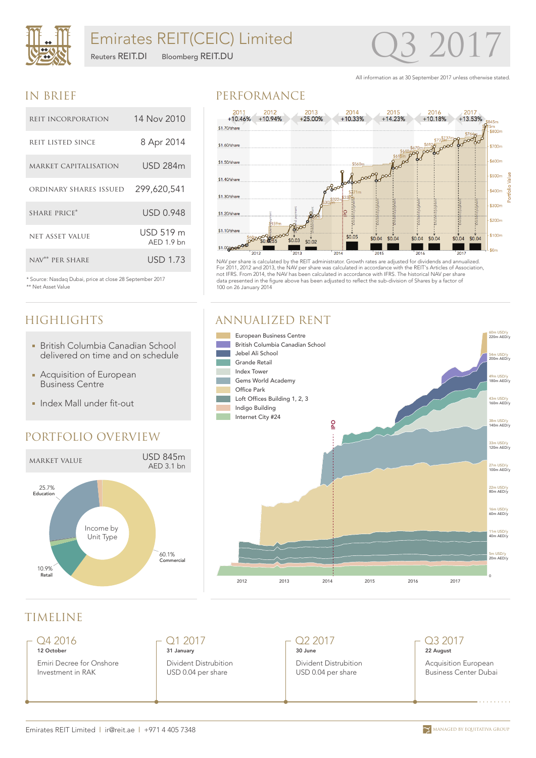# Emirates REIT(CEIC) Limited

Reuters REIT.DI Bloomberg REIT.DU

Q3 2017

All information as at 30 September 2017 unless otherwise stated.

## IN BRIEF

| | |
|---|---|
| REIT INCORPORATION | 14 Nov 2010 |
| REIT LISTED SINCE | 8 Apr 2014 |
| MARKET CAPITALISATION | USD 284m |
| ORDINARY SHARES ISSUED | 299,620,541 |
| SHARE PRICE* | USD 0.948 |
| NET ASSET VALUE | USD 519 m AED 1.9 bn |
| NAV** PER SHARE | USD 1.73 |

\* Source: Nasdaq Dubai, price at close 28 September 2017
\** Net Asset Value

## PERFORMANCE

NAV per share is calculated by the REIT administrator. Growth rates are adjusted for dividends and annualized. For 2011, 2012 and 2013, the NAV per share was calculated in accordance with the REIT's Articles of Association, not IFRS. From 2014, the NAV has been calculated in accordance with IFRS. The historical NAV per share data presented in the figure above has been adjusted to reflect the sub-division of Shares by a factor of 100 on 26 January 2014

## HIGHLIGHTS

- British Columbia Canadian School delivered on time and on schedule
- Acquisition of European Business Centre
- Index Mall under fit-out

## ANNUALIZED RENT

## PORTFOLIO OVERVIEW

| | |
|---|---|
| MARKET VALUE | USD 845m AED 3.1 bn |

Income by Unit Type: 60.1% Commercial; 25.7% Education; 10.9% Retail

## TIMELINE

**Q4 2016**
12 October
Emiri Decree for Onshore Investment in RAK

**Q1 2017**
31 January
Divident Distrubition USD 0.04 per share

**Q2 2017**
30 June
Divident Distrubition USD 0.04 per share

**Q3 2017**
22 August
Acquisition European Business Center Dubai

Emirates REIT Limited | ir@reit.ae | +971 4 405 7348

MANAGED BY EQUITATIVA GROUP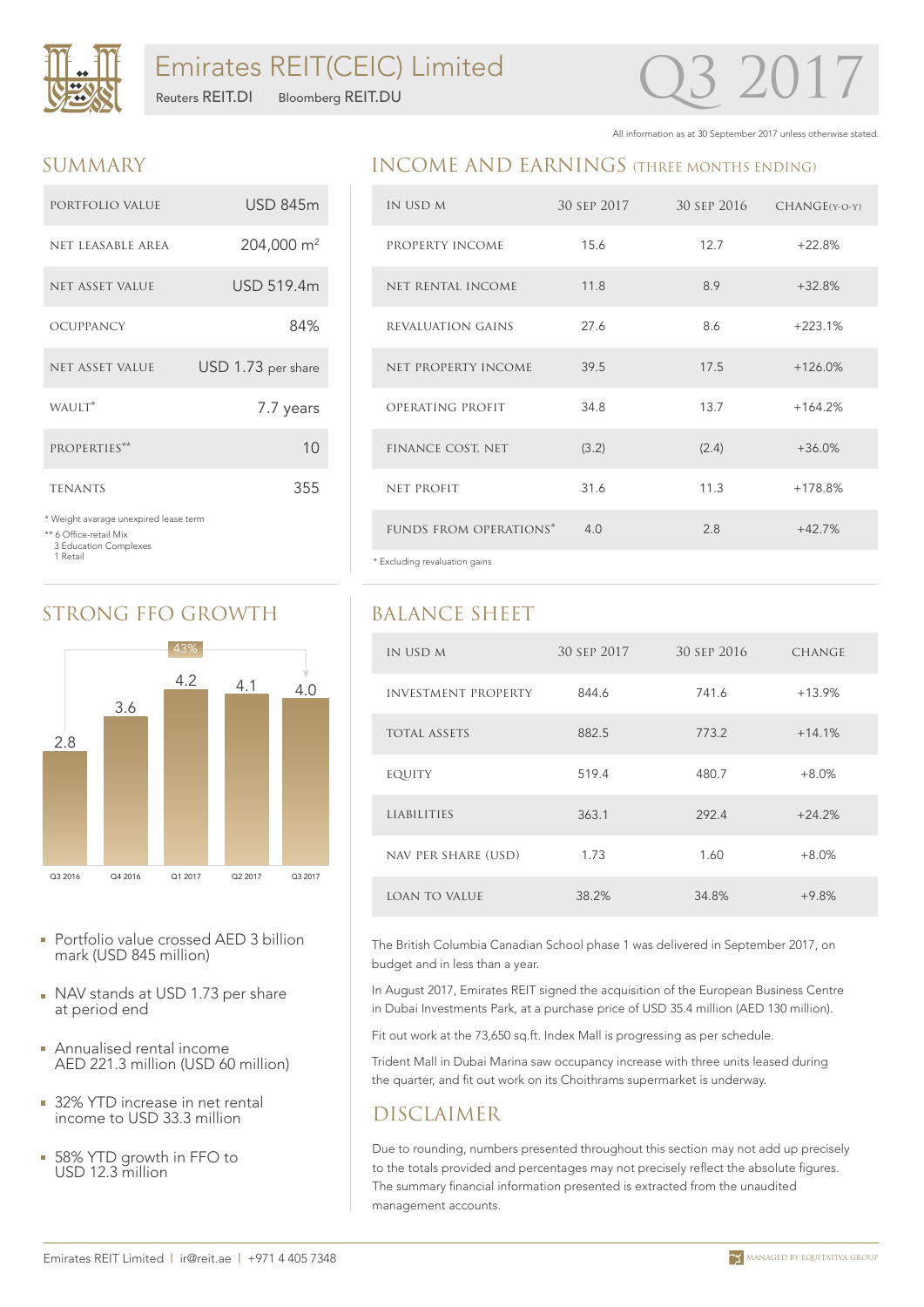# Emirates REIT(CEIC) Limited

Reuters REIT.DI Bloomberg REIT.DU

# Q3 2017

All information as at 30 September 2017 unless otherwise stated.

## SUMMARY

| | |
|---|---|
| PORTFOLIO VALUE | USD 845m |
| NET LEASABLE AREA | 204,000 m$^2$ |
| NET ASSET VALUE | USD 519.4m |
| OCUPPANCY | 84% |
| NET ASSET VALUE | USD 1.73 per share |
| WAULT* | 7.7 years |
| PROPERTIES** | 10 |
| TENANTS | 355 |

\* Weight avarage unexpired lease term

** 6 Office-retail Mix
3 Education Complexes
1 Retail

## INCOME AND EARNINGS (THREE MONTHS ENDING)

| IN USD M | 30 SEP 2017 | 30 SEP 2016 | CHANGE(Y-O-Y) |
|---|---|---|---|
| PROPERTY INCOME | 15.6 | 12.7 | +22.8% |
| NET RENTAL INCOME | 11.8 | 8.9 | +32.8% |
| REVALUATION GAINS | 27.6 | 8.6 | +223.1% |
| NET PROPERTY INCOME | 39.5 | 17.5 | +126.0% |
| OPERATING PROFIT | 34.8 | 13.7 | +164.2% |
| FINANCE COST, NET | (3.2) | (2.4) | +36.0% |
| NET PROFIT | 31.6 | 11.3 | +178.8% |
| FUNDS FROM OPERATIONS* | 4.0 | 2.8 | +42.7% |

\* Excluding revaluation gains

## STRONG FFO GROWTH

43%

2.8
3.6
4.2
4.1
4.0

Q3 2016
Q4 2016
Q1 2017
Q2 2017
Q3 2017

- Portfolio value crossed AED 3 billion mark (USD 845 million)
- NAV stands at USD 1.73 per share at period end
- Annualised rental income AED 221.3 million (USD 60 million)
- 32% YTD increase in net rental income to USD 33.3 million
- 58% YTD growth in FFO to USD 12.3 million

## BALANCE SHEET

| IN USD M | 30 SEP 2017 | 30 SEP 2016 | CHANGE |
|---|---|---|---|
| INVESTMENT PROPERTY | 844.6 | 741.6 | +13.9% |
| TOTAL ASSETS | 882.5 | 773.2 | +14.1% |
| EQUITY | 519.4 | 480.7 | +8.0% |
| LIABILITIES | 363.1 | 292.4 | +24.2% |
| NAV PER SHARE (USD) | 1.73 | 1.60 | +8.0% |
| LOAN TO VALUE | 38.2% | 34.8% | +9.8% |

The British Columbia Canadian School phase 1 was delivered in September 2017, on budget and in less than a year.

In August 2017, Emirates REIT signed the acquisition of the European Business Centre in Dubai Investments Park, at a purchase price of USD 35.4 million (AED 130 million).

Fit out work at the 73,650 sq.ft. Index Mall is progressing as per schedule.

Trident Mall in Dubai Marina saw occupancy increase with three units leased during the quarter, and fit out work on its Choithrams supermarket is underway.

## DISCLAIMER

Due to rounding, numbers presented throughout this section may not add up precisely to the totals provided and percentages may not precisely reflect the absolute figures. The summary financial information presented is extracted from the unaudited management accounts.

Emirates REIT Limited | ir@reit.ae | +971 4 405 7348

MANAGED BY EQUITATIVA GROUP